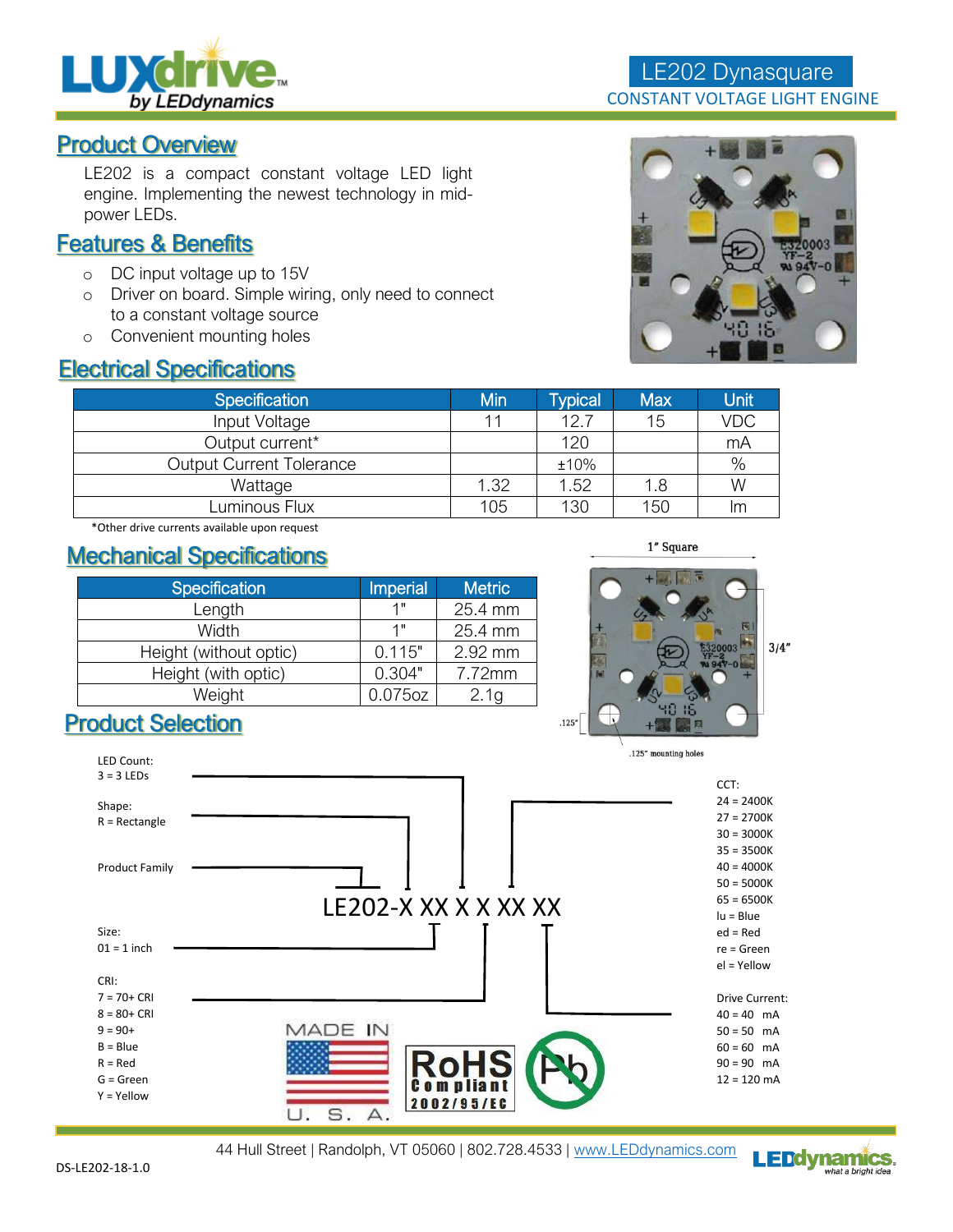LE202 Dynasquare

CONSTANT VOLTAGE LIGHT ENGINE

## Product Overview

LE202 is a compact constant voltage LED light engine. Implementing the newest technology in mid-power LEDs.

## Features & Benefits

- DC input voltage up to 15V
- Driver on board. Simple wiring, only need to connect to a constant voltage source
- Convenient mounting holes

## Electrical Specifications

| Specification | Min | Typical | Max | Unit |
|---|---|---|---|---|
| Input Voltage | 11 | 12.7 | 15 | VDC |
| Output current* | | 120 | | mA |
| Output Current Tolerance | | ±10% | | % |
| Wattage | 1.32 | 1.52 | 1.8 | W |
| Luminous Flux | 105 | 130 | 150 | lm |

*Other drive currents available upon request

## Mechanical Specifications

| Specification | Imperial | Metric |
|---|---|---|
| Length | 1" | 25.4 mm |
| Width | 1" | 25.4 mm |
| Height (without optic) | 0.115" | 2.92 mm |
| Height (with optic) | 0.304" | 7.72mm |
| Weight | 0.075oz | 2.1g |

1" Square

3/4"

.125"

.125" mounting holes

## Product Selection

LE202-X XX X X XX XX

LED Count:
3 = 3 LEDs

Shape:
R = Rectangle

Product Family

Size:
01 = 1 inch

CRI:
7 = 70+ CRI
8 = 80+ CRI
9 = 90+
B = Blue
R = Red
G = Green
Y = Yellow

CCT:
24 = 2400K
27 = 2700K
30 = 3000K
35 = 3500K
40 = 4000K
50 = 5000K
65 = 6500K
lu = Blue
ed = Red
re = Green
el = Yellow

Drive Current:
40 = 40 mA
50 = 50 mA
60 = 60 mA
90 = 90 mA
12 = 120 mA

MADE IN U. S. A.

RoHS Compliant 2002/95/EC

44 Hull Street | Randolph, VT 05060 | 802.728.4533 | www.LEDdynamics.com

DS-LE202-18-1.0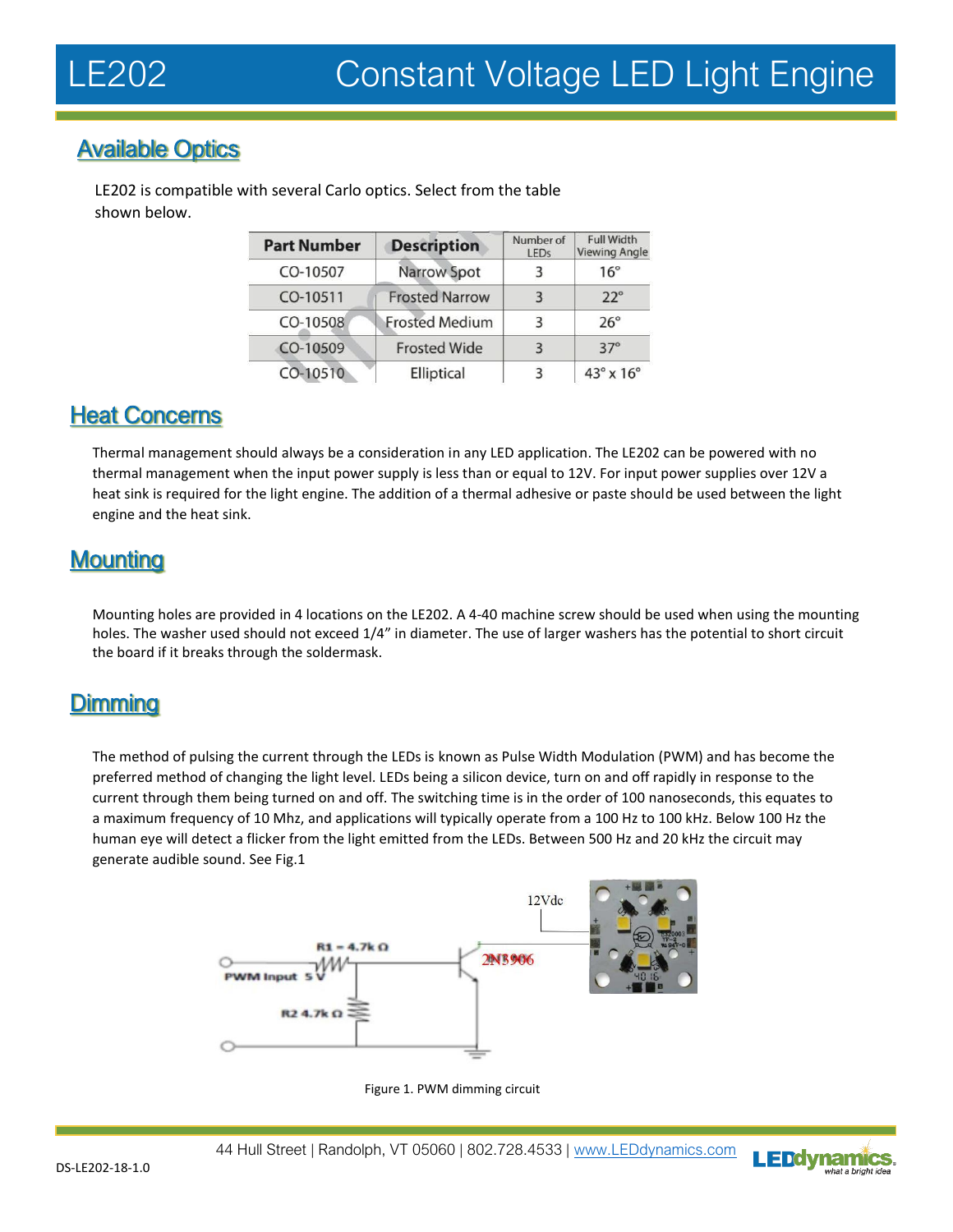# LE202 Constant Voltage LED Light Engine

## Available Optics

LE202 is compatible with several Carlo optics. Select from the table shown below.

| Part Number | Description | Number of LEDs | Full Width Viewing Angle |
|---|---|---|---|
| CO-10507 | Narrow Spot | 3 | 16° |
| CO-10511 | Frosted Narrow | 3 | 22° |
| CO-10508 | Frosted Medium | 3 | 26° |
| CO-10509 | Frosted Wide | 3 | 37° |
| CO-10510 | Elliptical | 3 | 43° x 16° |

## Heat Concerns

Thermal management should always be a consideration in any LED application. The LE202 can be powered with no thermal management when the input power supply is less than or equal to 12V. For input power supplies over 12V a heat sink is required for the light engine. The addition of a thermal adhesive or paste should be used between the light engine and the heat sink.

## Mounting

Mounting holes are provided in 4 locations on the LE202. A 4-40 machine screw should be used when using the mounting holes. The washer used should not exceed 1/4" in diameter. The use of larger washers has the potential to short circuit the board if it breaks through the soldermask.

## Dimming

The method of pulsing the current through the LEDs is known as Pulse Width Modulation (PWM) and has become the preferred method of changing the light level. LEDs being a silicon device, turn on and off rapidly in response to the current through them being turned on and off. The switching time is in the order of 100 nanoseconds, this equates to a maximum frequency of 10 Mhz, and applications will typically operate from a 100 Hz to 100 kHz. Below 100 Hz the human eye will detect a flicker from the light emitted from the LEDs. Between 500 Hz and 20 kHz the circuit may generate audible sound. See Fig.1

12Vdc

R1 – 4.7k Ω

PWM Input 5 V

R2 4.7k Ω

2N3906

Figure 1. PWM dimming circuit

DS-LE202-18-1.0